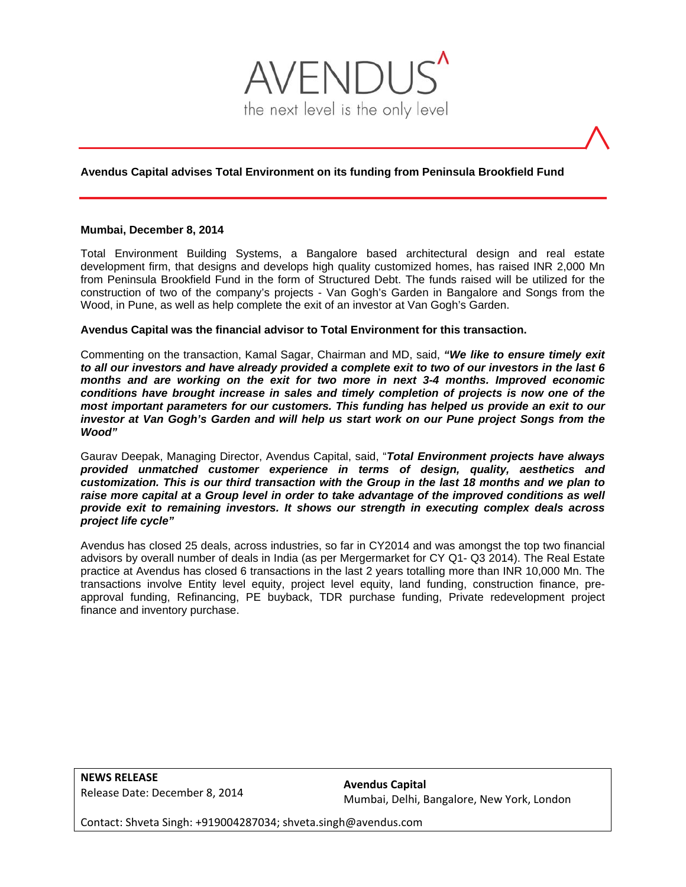AVENDUS

the next level is the only level

## Avendus Capital advises Total Environment on its funding from Peninsula Brookfield Fund

**Mumbai, December 8, 2014**

Total Environment Building Systems, a Bangalore based architectural design and real estate development firm, that designs and develops high quality customized homes, has raised INR 2,000 Mn from Peninsula Brookfield Fund in the form of Structured Debt. The funds raised will be utilized for the construction of two of the company's projects - Van Gogh's Garden in Bangalore and Songs from the Wood, in Pune, as well as help complete the exit of an investor at Van Gogh's Garden.

**Avendus Capital was the financial advisor to Total Environment for this transaction.**

Commenting on the transaction, Kamal Sagar, Chairman and MD, said, ***"We like to ensure timely exit to all our investors and have already provided a complete exit to two of our investors in the last 6 months and are working on the exit for two more in next 3-4 months. Improved economic conditions have brought increase in sales and timely completion of projects is now one of the most important parameters for our customers. This funding has helped us provide an exit to our investor at Van Gogh's Garden and will help us start work on our Pune project Songs from the Wood"***

Gaurav Deepak, Managing Director, Avendus Capital, said, "***Total Environment projects have always provided unmatched customer experience in terms of design, quality, aesthetics and customization. This is our third transaction with the Group in the last 18 months and we plan to raise more capital at a Group level in order to take advantage of the improved conditions as well provide exit to remaining investors. It shows our strength in executing complex deals across project life cycle"***

Avendus has closed 25 deals, across industries, so far in CY2014 and was amongst the top two financial advisors by overall number of deals in India (as per Mergermarket for CY Q1- Q3 2014). The Real Estate practice at Avendus has closed 6 transactions in the last 2 years totalling more than INR 10,000 Mn. The transactions involve Entity level equity, project level equity, land funding, construction finance, pre-approval funding, Refinancing, PE buyback, TDR purchase funding, Private redevelopment project finance and inventory purchase.

**NEWS RELEASE**
Release Date: December 8, 2014

**Avendus Capital**
Mumbai, Delhi, Bangalore, New York, London

Contact: Shveta Singh: +919004287034; shveta.singh@avendus.com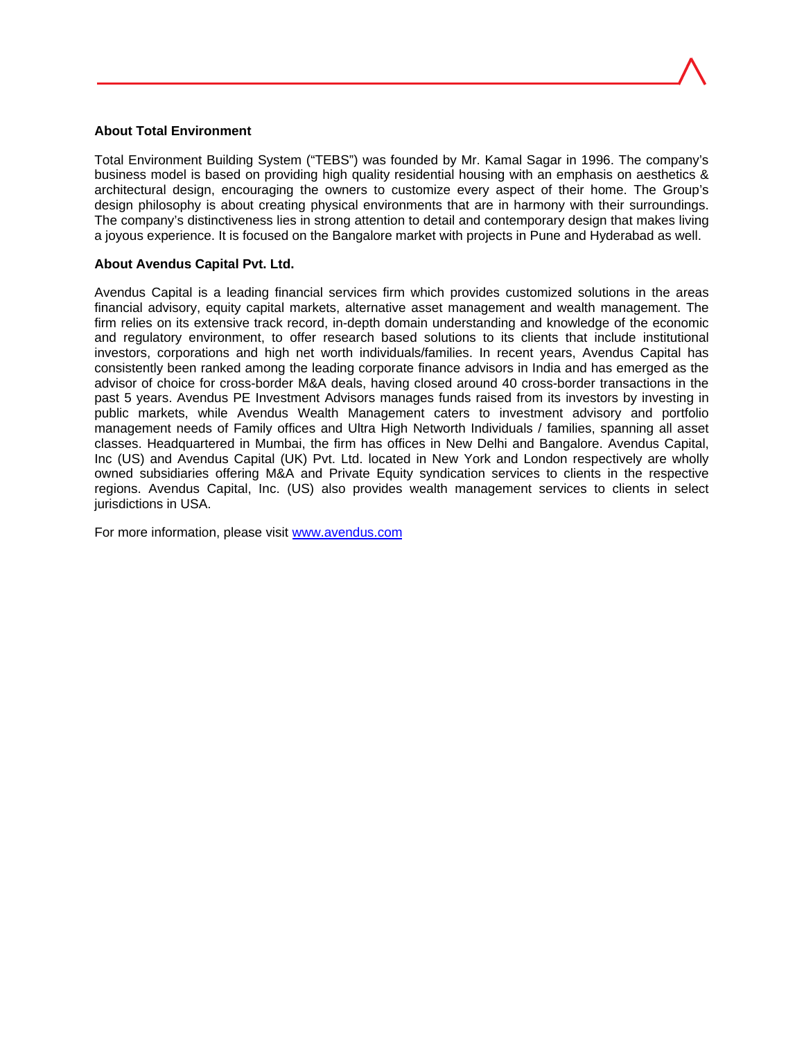**About Total Environment**

Total Environment Building System ("TEBS") was founded by Mr. Kamal Sagar in 1996. The company's business model is based on providing high quality residential housing with an emphasis on aesthetics & architectural design, encouraging the owners to customize every aspect of their home. The Group's design philosophy is about creating physical environments that are in harmony with their surroundings. The company's distinctiveness lies in strong attention to detail and contemporary design that makes living a joyous experience. It is focused on the Bangalore market with projects in Pune and Hyderabad as well.

**About Avendus Capital Pvt. Ltd.**

Avendus Capital is a leading financial services firm which provides customized solutions in the areas financial advisory, equity capital markets, alternative asset management and wealth management. The firm relies on its extensive track record, in-depth domain understanding and knowledge of the economic and regulatory environment, to offer research based solutions to its clients that include institutional investors, corporations and high net worth individuals/families. In recent years, Avendus Capital has consistently been ranked among the leading corporate finance advisors in India and has emerged as the advisor of choice for cross-border M&A deals, having closed around 40 cross-border transactions in the past 5 years. Avendus PE Investment Advisors manages funds raised from its investors by investing in public markets, while Avendus Wealth Management caters to investment advisory and portfolio management needs of Family offices and Ultra High Networth Individuals / families, spanning all asset classes. Headquartered in Mumbai, the firm has offices in New Delhi and Bangalore. Avendus Capital, Inc (US) and Avendus Capital (UK) Pvt. Ltd. located in New York and London respectively are wholly owned subsidiaries offering M&A and Private Equity syndication services to clients in the respective regions. Avendus Capital, Inc. (US) also provides wealth management services to clients in select jurisdictions in USA.

For more information, please visit [www.avendus.com](http://www.avendus.com)